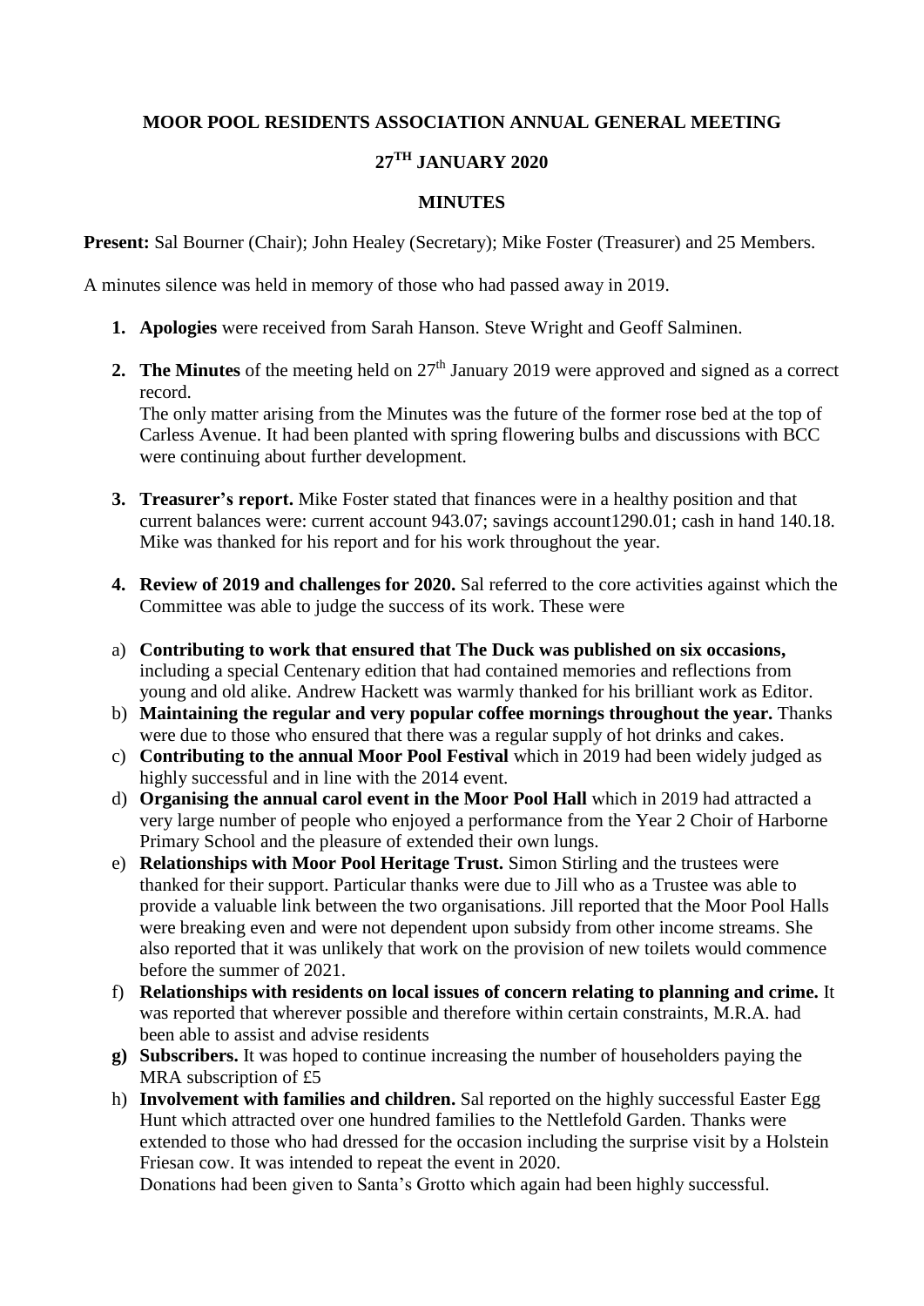**MOOR POOL RESIDENTS ASSOCIATION ANNUAL GENERAL MEETING**

**27TH JANUARY 2020**

**MINUTES**

**Present:** Sal Bourner (Chair); John Healey (Secretary); Mike Foster (Treasurer) and 25 Members.

A minutes silence was held in memory of those who had passed away in 2019.

1. **Apologies** were received from Sarah Hanson. Steve Wright and Geoff Salminen.

2. **The Minutes** of the meeting held on 27th January 2019 were approved and signed as a correct record.
   The only matter arising from the Minutes was the future of the former rose bed at the top of Carless Avenue. It had been planted with spring flowering bulbs and discussions with BCC were continuing about further development.

3. **Treasurer's report.** Mike Foster stated that finances were in a healthy position and that current balances were: current account 943.07; savings account1290.01; cash in hand 140.18. Mike was thanked for his report and for his work throughout the year.

4. **Review of 2019 and challenges for 2020.** Sal referred to the core activities against which the Committee was able to judge the success of its work. These were

a) **Contributing to work that ensured that The Duck was published on six occasions,** including a special Centenary edition that had contained memories and reflections from young and old alike. Andrew Hackett was warmly thanked for his brilliant work as Editor.

b) **Maintaining the regular and very popular coffee mornings throughout the year.** Thanks were due to those who ensured that there was a regular supply of hot drinks and cakes.

c) **Contributing to the annual Moor Pool Festival** which in 2019 had been widely judged as highly successful and in line with the 2014 event.

d) **Organising the annual carol event in the Moor Pool Hall** which in 2019 had attracted a very large number of people who enjoyed a performance from the Year 2 Choir of Harborne Primary School and the pleasure of extended their own lungs.

e) **Relationships with Moor Pool Heritage Trust.** Simon Stirling and the trustees were thanked for their support. Particular thanks were due to Jill who as a Trustee was able to provide a valuable link between the two organisations. Jill reported that the Moor Pool Halls were breaking even and were not dependent upon subsidy from other income streams. She also reported that it was unlikely that work on the provision of new toilets would commence before the summer of 2021.

f) **Relationships with residents on local issues of concern relating to planning and crime.** It was reported that wherever possible and therefore within certain constraints, M.R.A. had been able to assist and advise residents

**g) Subscribers.** It was hoped to continue increasing the number of householders paying the MRA subscription of £5

h) **Involvement with families and children.** Sal reported on the highly successful Easter Egg Hunt which attracted over one hundred families to the Nettlefold Garden. Thanks were extended to those who had dressed for the occasion including the surprise visit by a Holstein Friesan cow. It was intended to repeat the event in 2020.
   Donations had been given to Santa's Grotto which again had been highly successful.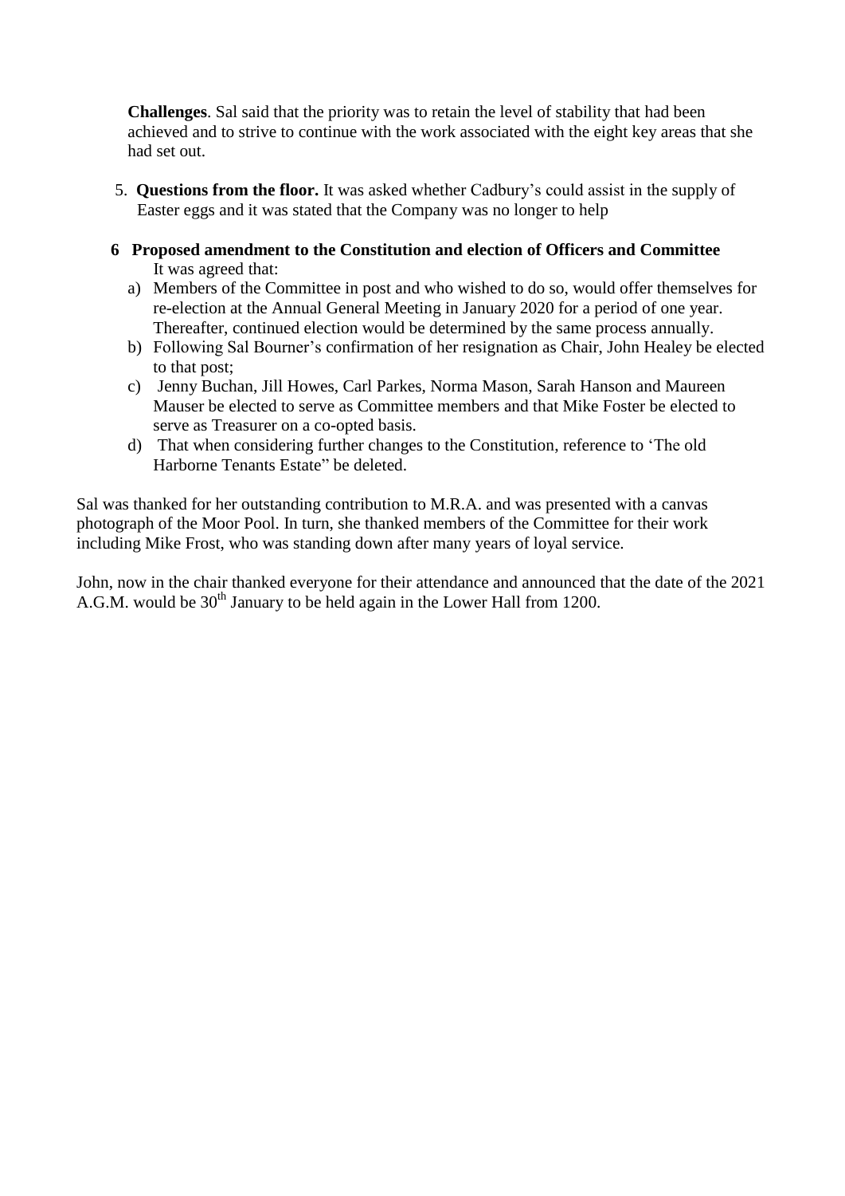**Challenges**. Sal said that the priority was to retain the level of stability that had been achieved and to strive to continue with the work associated with the eight key areas that she had set out.

5. **Questions from the floor.** It was asked whether Cadbury's could assist in the supply of Easter eggs and it was stated that the Company was no longer to help

**6 Proposed amendment to the Constitution and election of Officers and Committee**

It was agreed that:

a) Members of the Committee in post and who wished to do so, would offer themselves for re-election at the Annual General Meeting in January 2020 for a period of one year. Thereafter, continued election would be determined by the same process annually.
b) Following Sal Bourner's confirmation of her resignation as Chair, John Healey be elected to that post;
c) Jenny Buchan, Jill Howes, Carl Parkes, Norma Mason, Sarah Hanson and Maureen Mauser be elected to serve as Committee members and that Mike Foster be elected to serve as Treasurer on a co-opted basis.
d) That when considering further changes to the Constitution, reference to 'The old Harborne Tenants Estate" be deleted.

Sal was thanked for her outstanding contribution to M.R.A. and was presented with a canvas photograph of the Moor Pool. In turn, she thanked members of the Committee for their work including Mike Frost, who was standing down after many years of loyal service.

John, now in the chair thanked everyone for their attendance and announced that the date of the 2021 A.G.M. would be 30th January to be held again in the Lower Hall from 1200.